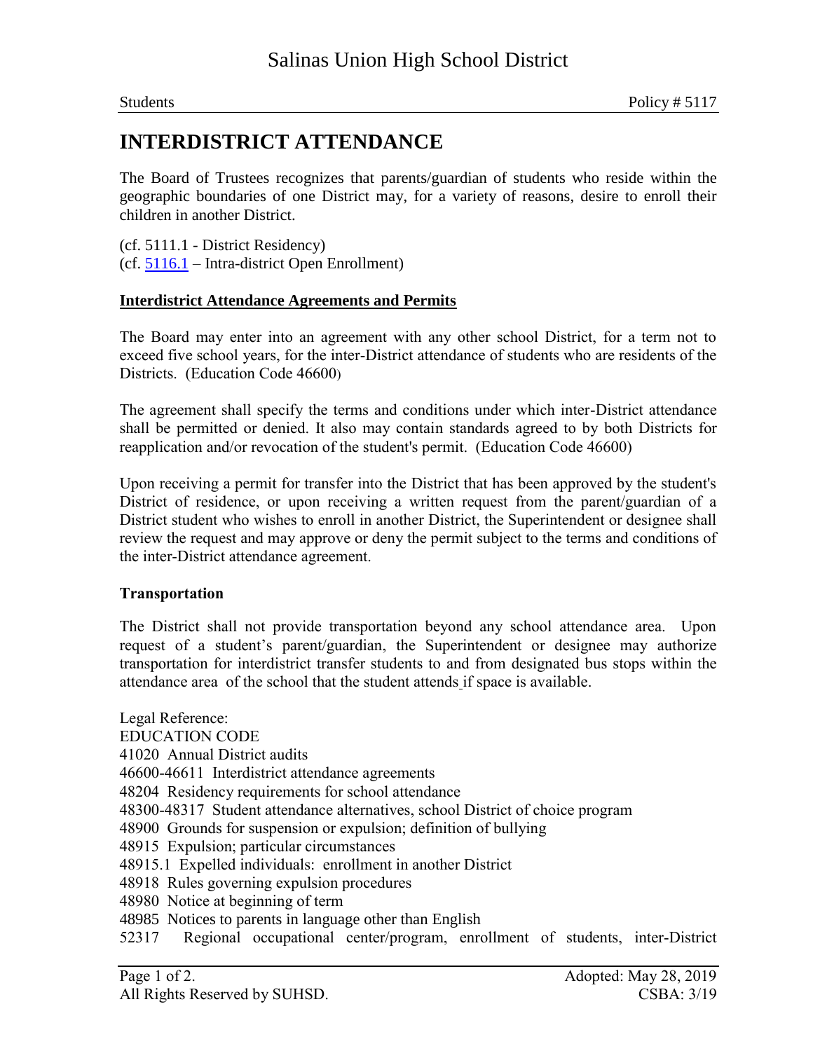# Salinas Union High School District

Students Policy # 5117

## INTERDISTRICT ATTENDANCE

The Board of Trustees recognizes that parents/guardian of students who reside within the geographic boundaries of one District may, for a variety of reasons, desire to enroll their children in another District.

(cf. 5111.1 - District Residency)
(cf. 5116.1 – Intra-district Open Enrollment)

**Interdistrict Attendance Agreements and Permits**

The Board may enter into an agreement with any other school District, for a term not to exceed five school years, for the inter-District attendance of students who are residents of the Districts. (Education Code 46600)

The agreement shall specify the terms and conditions under which inter-District attendance shall be permitted or denied. It also may contain standards agreed to by both Districts for reapplication and/or revocation of the student's permit. (Education Code 46600)

Upon receiving a permit for transfer into the District that has been approved by the student's District of residence, or upon receiving a written request from the parent/guardian of a District student who wishes to enroll in another District, the Superintendent or designee shall review the request and may approve or deny the permit subject to the terms and conditions of the inter-District attendance agreement.

**Transportation**

The District shall not provide transportation beyond any school attendance area. Upon request of a student's parent/guardian, the Superintendent or designee may authorize transportation for interdistrict transfer students to and from designated bus stops within the attendance area of the school that the student attends if space is available.

Legal Reference:
EDUCATION CODE
41020 Annual District audits
46600-46611 Interdistrict attendance agreements
48204 Residency requirements for school attendance
48300-48317 Student attendance alternatives, school District of choice program
48900 Grounds for suspension or expulsion; definition of bullying
48915 Expulsion; particular circumstances
48915.1 Expelled individuals: enrollment in another District
48918 Rules governing expulsion procedures
48980 Notice at beginning of term
48985 Notices to parents in language other than English
52317 Regional occupational center/program, enrollment of students, inter-District

Adopted: May 28, 2019
All Rights Reserved by SUHSD. CSBA: 3/19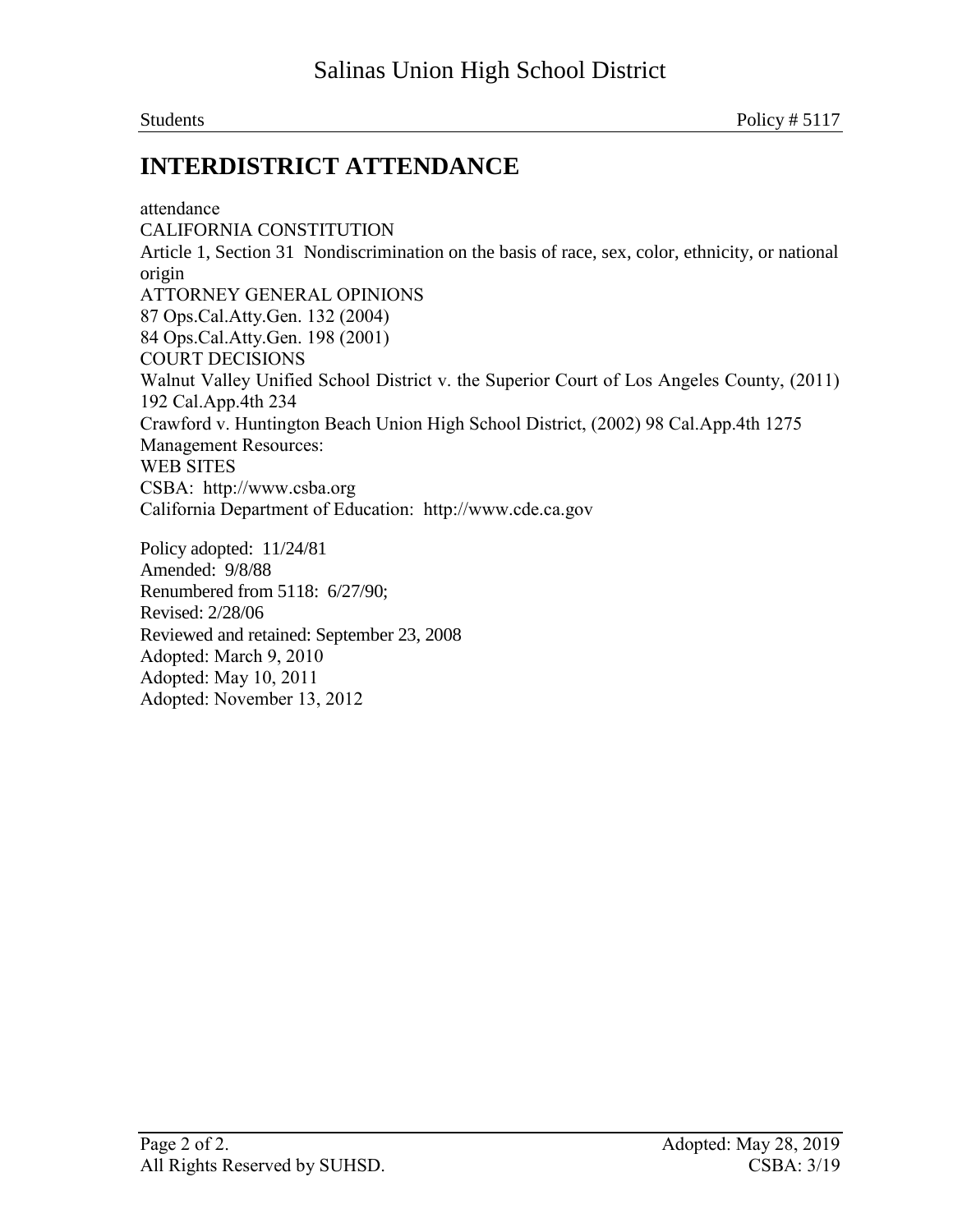# INTERDISTRICT ATTENDANCE

attendance
CALIFORNIA CONSTITUTION
Article 1, Section 31 Nondiscrimination on the basis of race, sex, color, ethnicity, or national origin
ATTORNEY GENERAL OPINIONS
87 Ops.Cal.Atty.Gen. 132 (2004)
84 Ops.Cal.Atty.Gen. 198 (2001)
COURT DECISIONS
Walnut Valley Unified School District v. the Superior Court of Los Angeles County, (2011) 192 Cal.App.4th 234
Crawford v. Huntington Beach Union High School District, (2002) 98 Cal.App.4th 1275
Management Resources:
WEB SITES
CSBA: http://www.csba.org
California Department of Education: http://www.cde.ca.gov

Policy adopted: 11/24/81
Amended: 9/8/88
Renumbered from 5118: 6/27/90;
Revised: 2/28/06
Reviewed and retained: September 23, 2008
Adopted: March 9, 2010
Adopted: May 10, 2011
Adopted: November 13, 2012